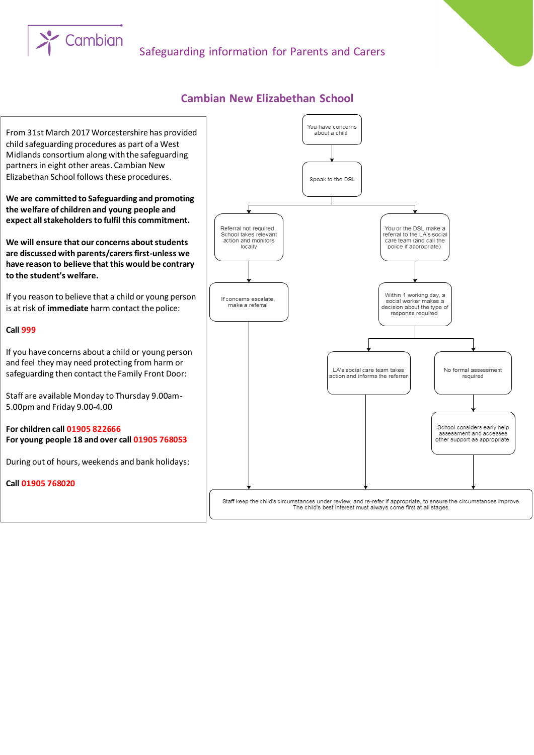Cambian

Safeguarding information for Parents and Carers

## Cambian New Elizabethan School

From 31st March 2017 Worcestershire has provided child safeguarding procedures as part of a West Midlands consortium along with the safeguarding partners in eight other areas. Cambian New Elizabethan School follows these procedures.

**We are committed to Safeguarding and promoting the welfare of children and young people and expect all stakeholders to fulfil this commitment.**

**We will ensure that our concerns about students are discussed with parents/carers first-unless we have reason to believe that this would be contrary to the student's welfare.**

If you reason to believe that a child or young person is at risk of **immediate** harm contact the police:

**Call 999**

If you have concerns about a child or young person and feel they may need protecting from harm or safeguarding then contact the Family Front Door:

Staff are available Monday to Thursday 9.00am-5.00pm and Friday 9.00-4.00

**For children call 01905 822666**
**For young people 18 and over call 01905 768053**

During out of hours, weekends and bank holidays:

**Call 01905 768020**

You have concerns about a child

Speak to the DSL

Referral not required. School takes relevant action and monitors locally

You or the DSL make a referral to the LA's social care team (and call the police if appropriate)

If concerns escalate, make a referral

Within 1 working day, a social worker makes a decision about the type of response required

LA's social care team takes action and informs the referrer

No formal assessment required

School considers early help assessment and accesses other support as appropriate

Staff keep the child's circumstances under review, and re-refer if appropriate, to ensure the circumstances improve. The child's best interest must always come first at all stages.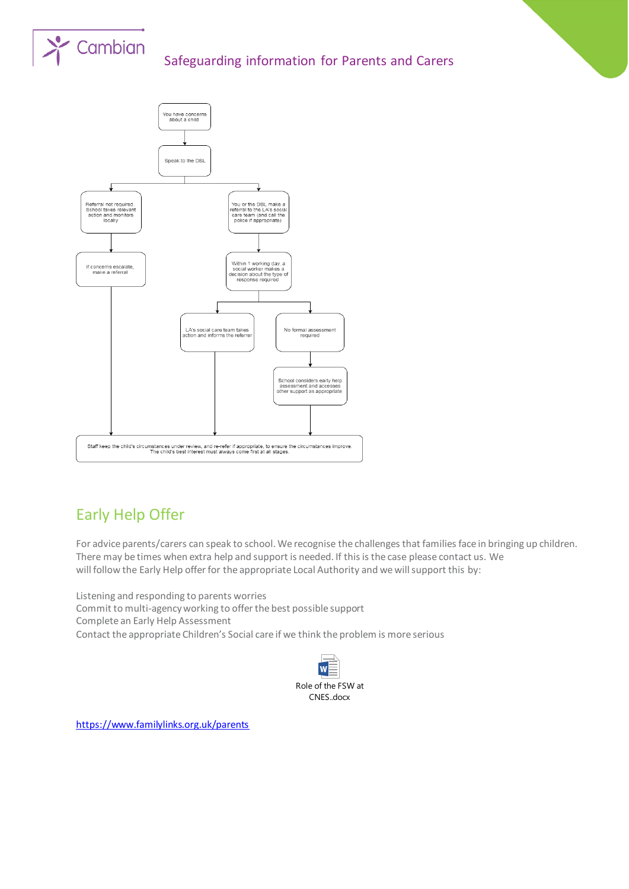You have concerns about a child

Speak to the DSL

Referral not required. School takes relevant action and monitors locally

If concerns escalate, make a referral

You or the DSL make a referral to the LA's social care team (and call the police if appropriate)

Within 1 working day, a social worker makes a decision about the type of response required

LA's social care team takes action and informs the referrer

No formal assessment required

School considers early help assessment and accesses other support as appropriate

Staff keep the child's circumstances under review, and re-refer if appropriate, to ensure the circumstances improve. The child's best interest must always come first at all stages.

## Early Help Offer

For advice parents/carers can speak to school. We recognise the challenges that families face in bringing up children. There may be times when extra help and support is needed. If this is the case please contact us. We will follow the Early Help offer for the appropriate Local Authority and we will support this by:

Listening and responding to parents worries
Commit to multi-agency working to offer the best possible support
Complete an Early Help Assessment
Contact the appropriate Children's Social care if we think the problem is more serious

Role of the FSW at CNES..docx

https://www.familylinks.org.uk/parents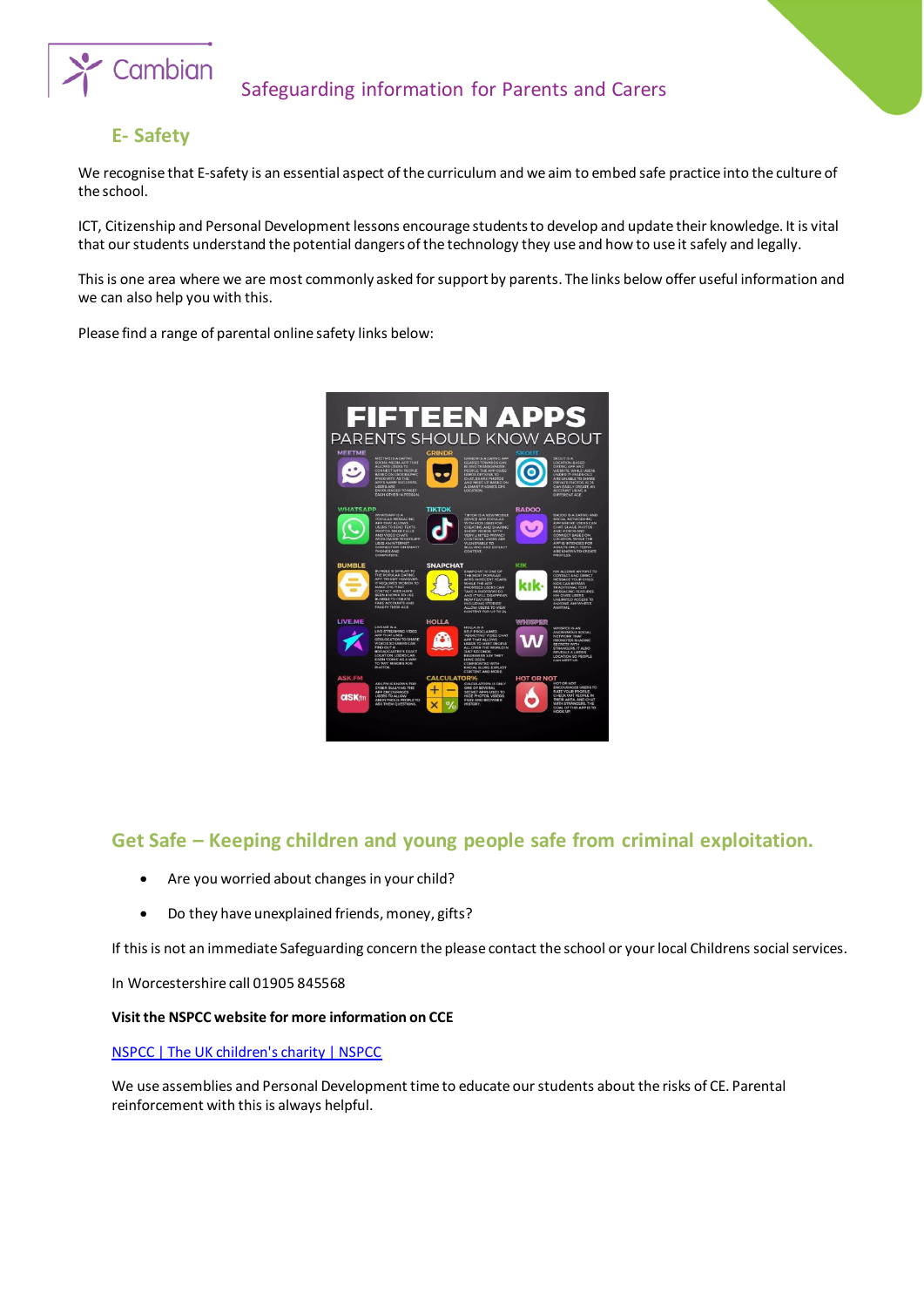## E- Safety

We recognise that E-safety is an essential aspect of the curriculum and we aim to embed safe practice into the culture of the school.

ICT, Citizenship and Personal Development lessons encourage students to develop and update their knowledge. It is vital that our students understand the potential dangers of the technology they use and how to use it safely and legally.

This is one area where we are most commonly asked for support by parents. The links below offer useful information and we can also help you with this.

Please find a range of parental online safety links below:

FIFTEEN APPS PARENTS SHOULD KNOW ABOUT

## Get Safe – Keeping children and young people safe from criminal exploitation.

- Are you worried about changes in your child?
- Do they have unexplained friends, money, gifts?

If this is not an immediate Safeguarding concern the please contact the school or your local Childrens social services.

In Worcestershire call 01905 845568

**Visit the NSPCC website for more information on CCE**

NSPCC | The UK children's charity | NSPCC

We use assemblies and Personal Development time to educate our students about the risks of CE. Parental reinforcement with this is always helpful.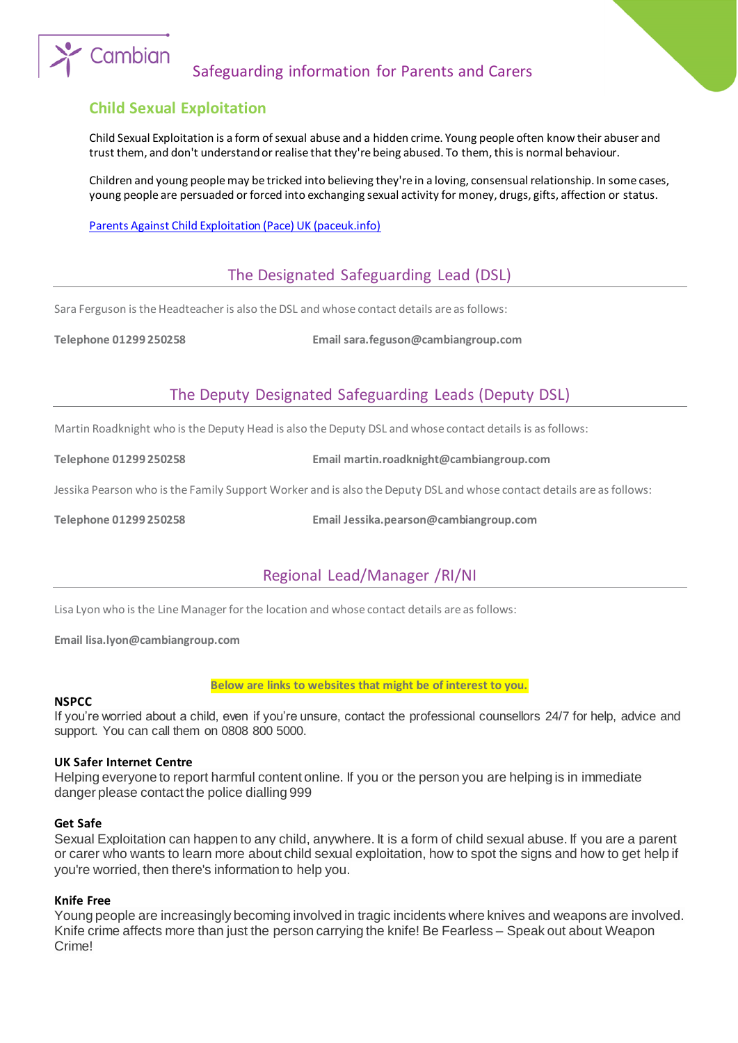# Cambian

## Safeguarding information for Parents and Carers

### Child Sexual Exploitation

Child Sexual Exploitation is a form of sexual abuse and a hidden crime. Young people often know their abuser and trust them, and don't understand or realise that they're being abused. To them, this is normal behaviour.

Children and young people may be tricked into believing they're in a loving, consensual relationship. In some cases, young people are persuaded or forced into exchanging sexual activity for money, drugs, gifts, affection or status.

[Parents Against Child Exploitation (Pace) UK (paceuk.info)](paceuk.info)

## The Designated Safeguarding Lead (DSL)

Sara Ferguson is the Headteacher is also the DSL and whose contact details are as follows:

**Telephone 01299 250258** **Email sara.feguson@cambiangroup.com**

## The Deputy Designated Safeguarding Leads (Deputy DSL)

Martin Roadknight who is the Deputy Head is also the Deputy DSL and whose contact details is as follows:

**Telephone 01299 250258** **Email martin.roadknight@cambiangroup.com**

Jessika Pearson who is the Family Support Worker and is also the Deputy DSL and whose contact details are as follows:

**Telephone 01299 250258** **Email Jessika.pearson@cambiangroup.com**

## Regional Lead/Manager /RI/NI

Lisa Lyon who is the Line Manager for the location and whose contact details are as follows:

**Email lisa.lyon@cambiangroup.com**

**Below are links to websites that might be of interest to you.**

**NSPCC**
If you're worried about a child, even if you're unsure, contact the professional counsellors 24/7 for help, advice and support. You can call them on 0808 800 5000.

**UK Safer Internet Centre**
Helping everyone to report harmful content online. If you or the person you are helping is in immediate danger please contact the police dialling 999

**Get Safe**
Sexual Exploitation can happen to any child, anywhere. It is a form of child sexual abuse. If you are a parent or carer who wants to learn more about child sexual exploitation, how to spot the signs and how to get help if you're worried, then there's information to help you.

**Knife Free**
Young people are increasingly becoming involved in tragic incidents where knives and weapons are involved. Knife crime affects more than just the person carrying the knife! Be Fearless – Speak out about Weapon Crime!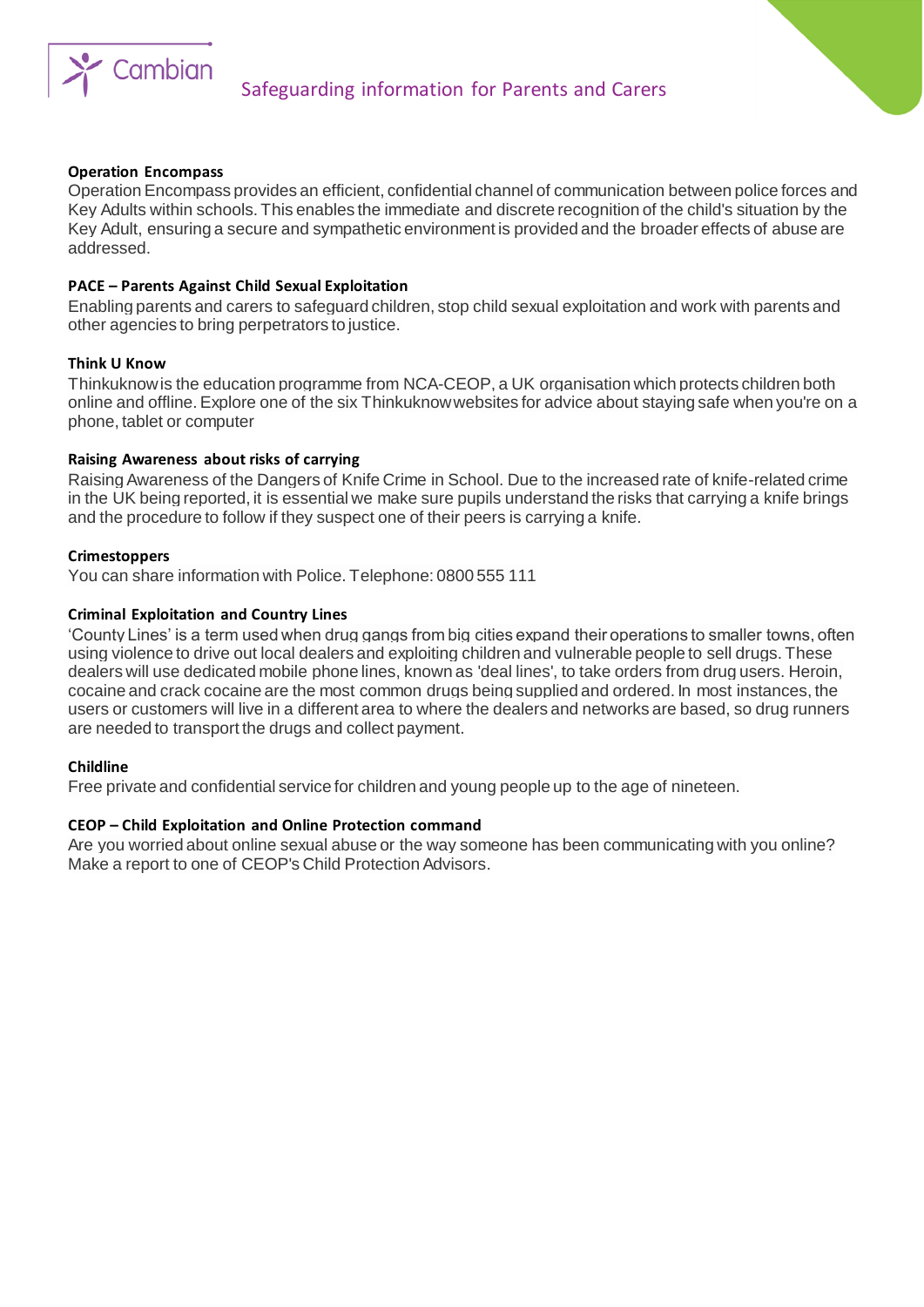**Operation Encompass**

Operation Encompass provides an efficient, confidential channel of communication between police forces and Key Adults within schools. This enables the immediate and discrete recognition of the child's situation by the Key Adult, ensuring a secure and sympathetic environment is provided and the broader effects of abuse are addressed.

**PACE – Parents Against Child Sexual Exploitation**

Enabling parents and carers to safeguard children, stop child sexual exploitation and work with parents and other agencies to bring perpetrators to justice.

**Think U Know**

Thinkuknow is the education programme from NCA-CEOP, a UK organisation which protects children both online and offline. Explore one of the six Thinkuknow websites for advice about staying safe when you're on a phone, tablet or computer

**Raising Awareness about risks of carrying**

Raising Awareness of the Dangers of Knife Crime in School. Due to the increased rate of knife-related crime in the UK being reported, it is essential we make sure pupils understand the risks that carrying a knife brings and the procedure to follow if they suspect one of their peers is carrying a knife.

**Crimestoppers**

You can share information with Police. Telephone: 0800 555 111

**Criminal Exploitation and Country Lines**

'County Lines' is a term used when drug gangs from big cities expand their operations to smaller towns, often using violence to drive out local dealers and exploiting children and vulnerable people to sell drugs. These dealers will use dedicated mobile phone lines, known as 'deal lines', to take orders from drug users. Heroin, cocaine and crack cocaine are the most common drugs being supplied and ordered. In most instances, the users or customers will live in a different area to where the dealers and networks are based, so drug runners are needed to transport the drugs and collect payment.

**Childline**

Free private and confidential service for children and young people up to the age of nineteen.

**CEOP – Child Exploitation and Online Protection command**

Are you worried about online sexual abuse or the way someone has been communicating with you online? Make a report to one of CEOP's Child Protection Advisors.